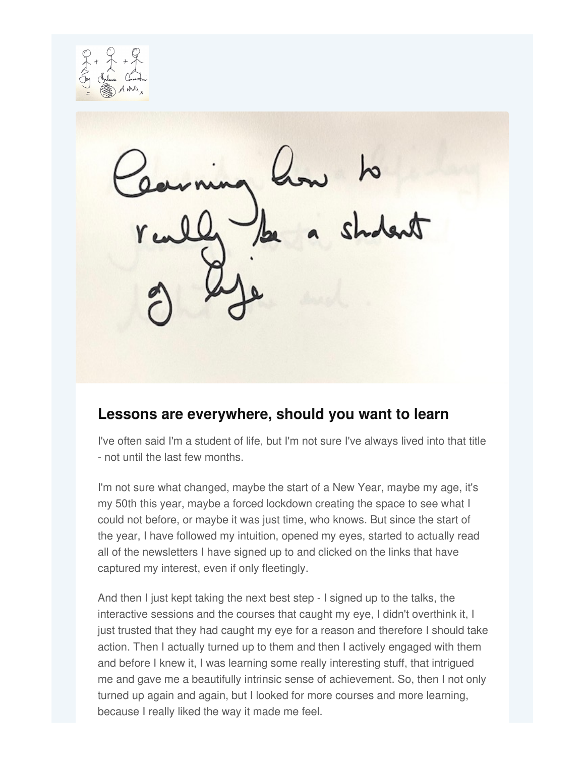## Lessons are everywhere, should you want to learn

I've often said I'm a student of life, but I'm not sure I've always lived into that title - not until the last few months.

I'm not sure what changed, maybe the start of a New Year, maybe my age, it's my 50th this year, maybe a forced lockdown creating the space to see what I could not before, or maybe it was just time, who knows. But since the start of the year, I have followed my intuition, opened my eyes, started to actually read all of the newsletters I have signed up to and clicked on the links that have captured my interest, even if only fleetingly.

And then I just kept taking the next best step - I signed up to the talks, the interactive sessions and the courses that caught my eye, I didn't overthink it, I just trusted that they had caught my eye for a reason and therefore I should take action. Then I actually turned up to them and then I actively engaged with them and before I knew it, I was learning some really interesting stuff, that intrigued me and gave me a beautifully intrinsic sense of achievement. So, then I not only turned up again and again, but I looked for more courses and more learning, because I really liked the way it made me feel.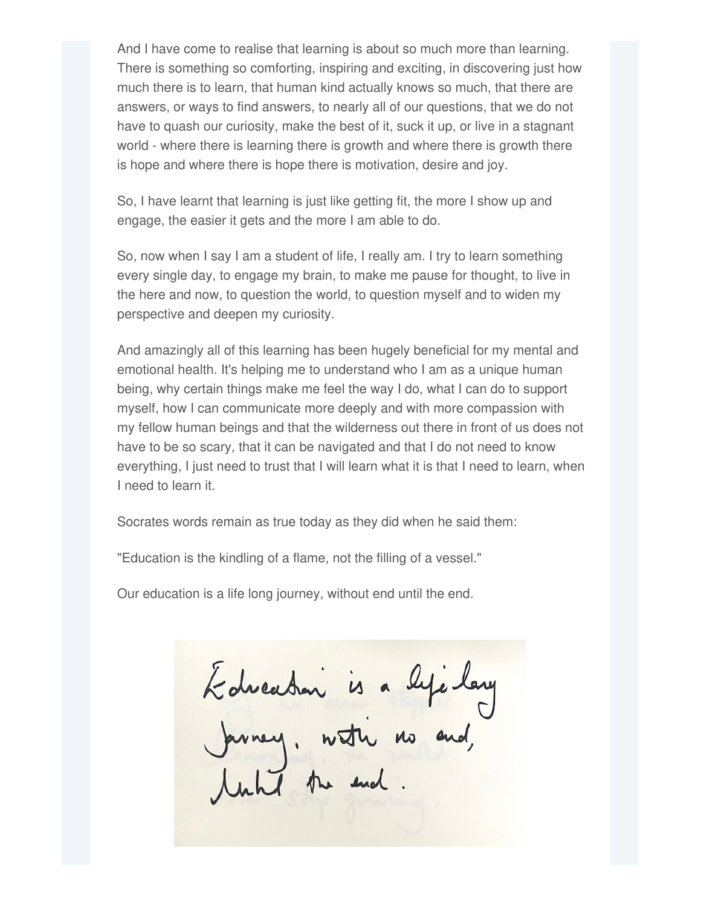And I have come to realise that learning is about so much more than learning. There is something so comforting, inspiring and exciting, in discovering just how much there is to learn, that human kind actually knows so much, that there are answers, or ways to find answers, to nearly all of our questions, that we do not have to quash our curiosity, make the best of it, suck it up, or live in a stagnant world - where there is learning there is growth and where there is growth there is hope and where there is hope there is motivation, desire and joy.

So, I have learnt that learning is just like getting fit, the more I show up and engage, the easier it gets and the more I am able to do.

So, now when I say I am a student of life, I really am. I try to learn something every single day, to engage my brain, to make me pause for thought, to live in the here and now, to question the world, to question myself and to widen my perspective and deepen my curiosity.

And amazingly all of this learning has been hugely beneficial for my mental and emotional health. It's helping me to understand who I am as a unique human being, why certain things make me feel the way I do, what I can do to support myself, how I can communicate more deeply and with more compassion with my fellow human beings and that the wilderness out there in front of us does not have to be so scary, that it can be navigated and that I do not need to know everything, I just need to trust that I will learn what it is that I need to learn, when I need to learn it.

Socrates words remain as true today as they did when he said them:

"Education is the kindling of a flame, not the filling of a vessel."

Our education is a life long journey, without end until the end.

Education is a life long journey, with no end, until the end.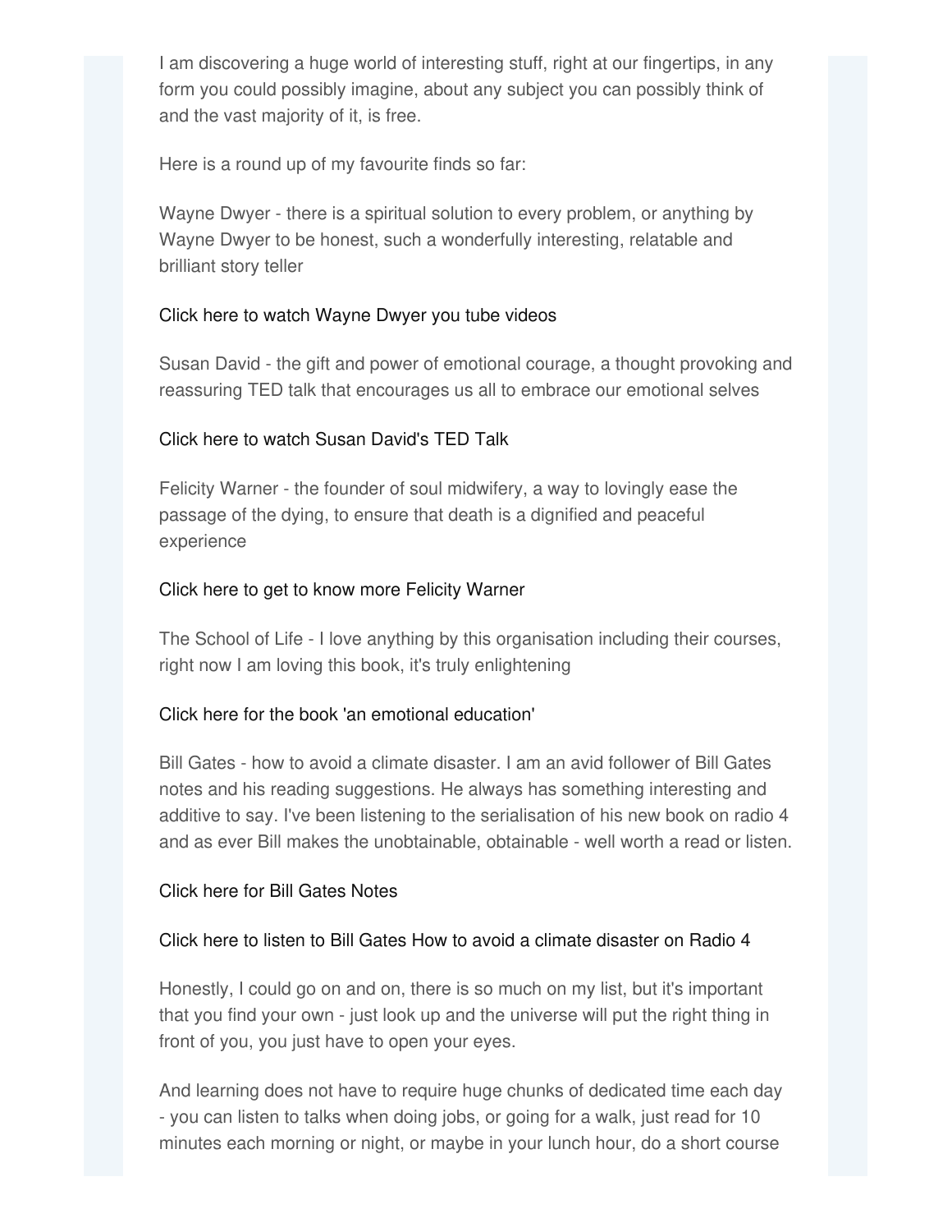I am discovering a huge world of interesting stuff, right at our fingertips, in any form you could possibly imagine, about any subject you can possibly think of and the vast majority of it, is free.

Here is a round up of my favourite finds so far:

Wayne Dwyer - there is a spiritual solution to every problem, or anything by Wayne Dwyer to be honest, such a wonderfully interesting, relatable and brilliant story teller

Click here to watch Wayne Dwyer you tube videos

Susan David - the gift and power of emotional courage, a thought provoking and reassuring TED talk that encourages us all to embrace our emotional selves

Click here to watch Susan David's TED Talk

Felicity Warner - the founder of soul midwifery, a way to lovingly ease the passage of the dying, to ensure that death is a dignified and peaceful experience

Click here to get to know more Felicity Warner

The School of Life - I love anything by this organisation including their courses, right now I am loving this book, it's truly enlightening

Click here for the book 'an emotional education'

Bill Gates - how to avoid a climate disaster. I am an avid follower of Bill Gates notes and his reading suggestions. He always has something interesting and additive to say. I've been listening to the serialisation of his new book on radio 4 and as ever Bill makes the unobtainable, obtainable - well worth a read or listen.

Click here for Bill Gates Notes

Click here to listen to Bill Gates How to avoid a climate disaster on Radio 4

Honestly, I could go on and on, there is so much on my list, but it's important that you find your own - just look up and the universe will put the right thing in front of you, you just have to open your eyes.

And learning does not have to require huge chunks of dedicated time each day - you can listen to talks when doing jobs, or going for a walk, just read for 10 minutes each morning or night, or maybe in your lunch hour, do a short course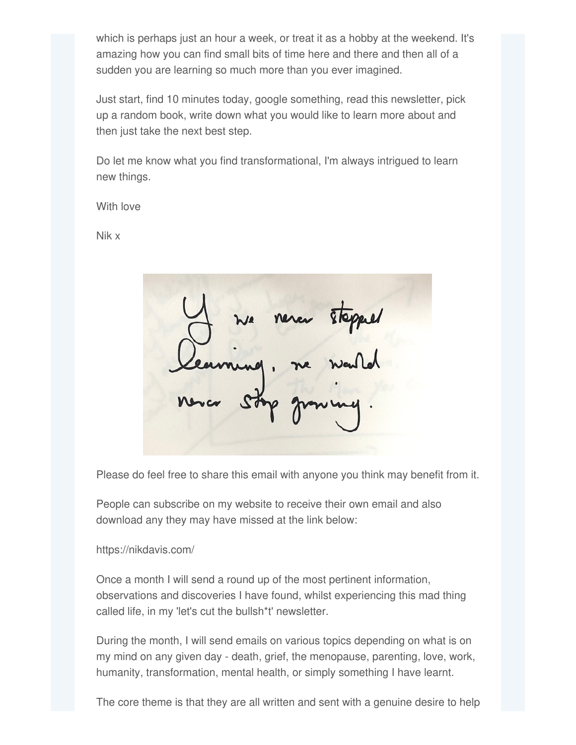which is perhaps just an hour a week, or treat it as a hobby at the weekend. It's amazing how you can find small bits of time here and there and then all of a sudden you are learning so much more than you ever imagined.

Just start, find 10 minutes today, google something, read this newsletter, pick up a random book, write down what you would like to learn more about and then just take the next best step.

Do let me know what you find transformational, I'm always intrigued to learn new things.

With love

Nik x

If we never stopped learning, we would never stop growing.

Please do feel free to share this email with anyone you think may benefit from it.

People can subscribe on my website to receive their own email and also download any they may have missed at the link below:

https://nikdavis.com/

Once a month I will send a round up of the most pertinent information, observations and discoveries I have found, whilst experiencing this mad thing called life, in my 'let's cut the bullsh*t' newsletter.

During the month, I will send emails on various topics depending on what is on my mind on any given day - death, grief, the menopause, parenting, love, work, humanity, transformation, mental health, or simply something I have learnt.

The core theme is that they are all written and sent with a genuine desire to help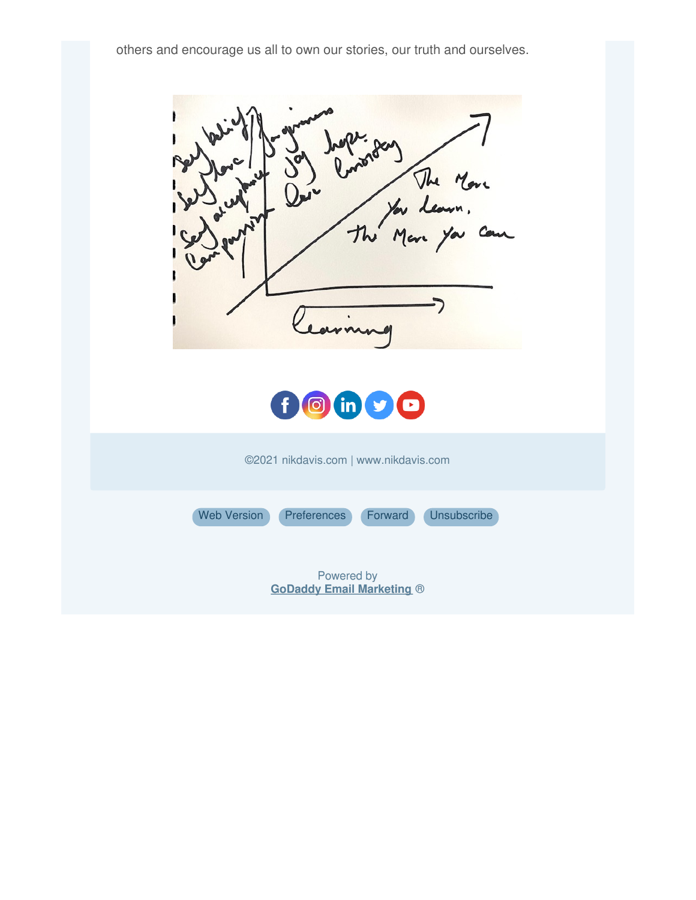others and encourage us all to own our stories, our truth and ourselves.

Self belief
Self love
Self acceptance
Compassion
Forgiveness
Joy
hope
Curiosity
Love
The More You Learn, The More You Can
Learning

©2021 nikdavis.com | www.nikdavis.com

Web Version Preferences Forward Unsubscribe

Powered by
**GoDaddy Email Marketing** ®